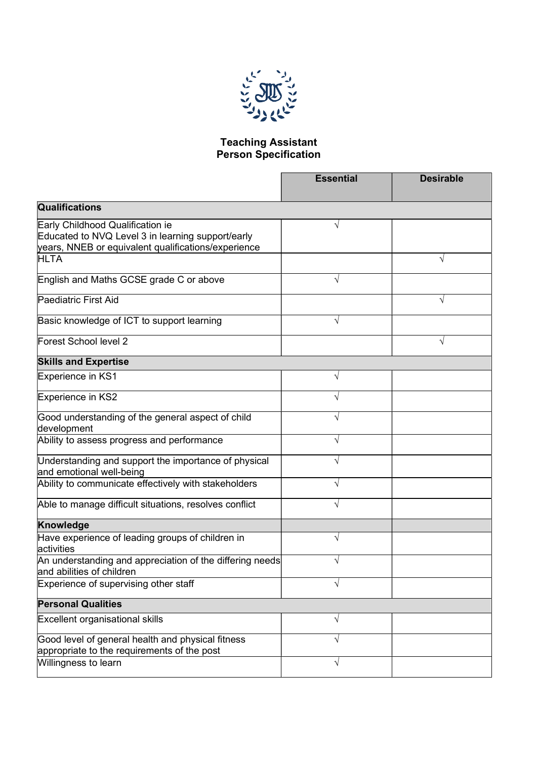# Teaching Assistant
## Person Specification

| | Essential | Desirable |
|---|---|---|
| **Qualifications** | | |
| Early Childhood Qualification ie Educated to NVQ Level 3 in learning support/early years, NNEB or equivalent qualifications/experience | √ | |
| HLTA | | √ |
| English and Maths GCSE grade C or above | √ | |
| Paediatric First Aid | | √ |
| Basic knowledge of ICT to support learning | √ | |
| Forest School level 2 | | √ |
| **Skills and Expertise** | | |
| Experience in KS1 | √ | |
| Experience in KS2 | √ | |
| Good understanding of the general aspect of child development | √ | |
| Ability to assess progress and performance | √ | |
| Understanding and support the importance of physical and emotional well-being | √ | |
| Ability to communicate effectively with stakeholders | √ | |
| Able to manage difficult situations, resolves conflict | √ | |
| **Knowledge** | | |
| Have experience of leading groups of children in activities | √ | |
| An understanding and appreciation of the differing needs and abilities of children | √ | |
| Experience of supervising other staff | √ | |
| **Personal Qualities** | | |
| Excellent organisational skills | √ | |
| Good level of general health and physical fitness appropriate to the requirements of the post | √ | |
| Willingness to learn | √ | |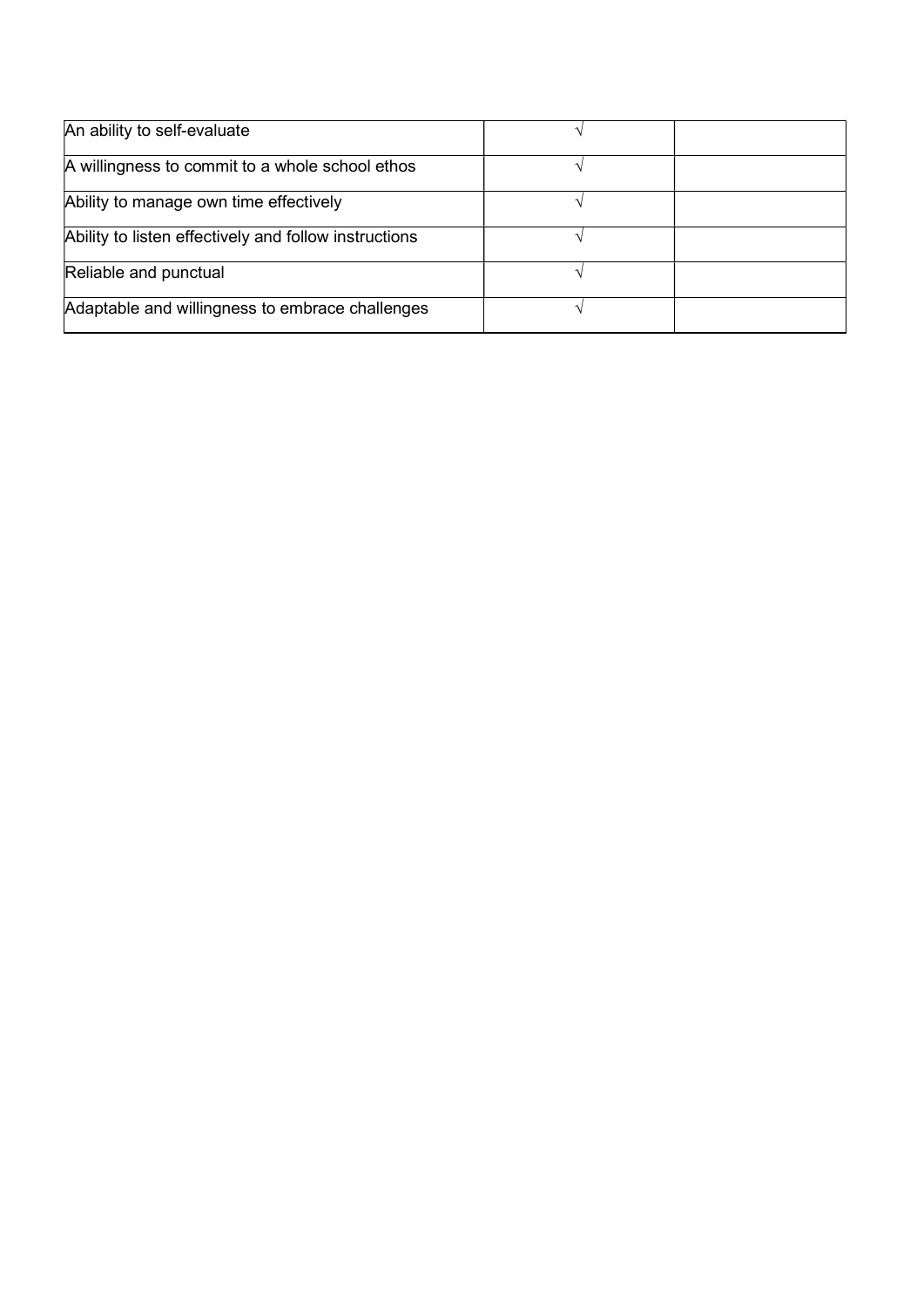| | | |
|---|---|---|
| An ability to self-evaluate | √ | |
| A willingness to commit to a whole school ethos | √ | |
| Ability to manage own time effectively | √ | |
| Ability to listen effectively and follow instructions | √ | |
| Reliable and punctual | √ | |
| Adaptable and willingness to embrace challenges | √ | |